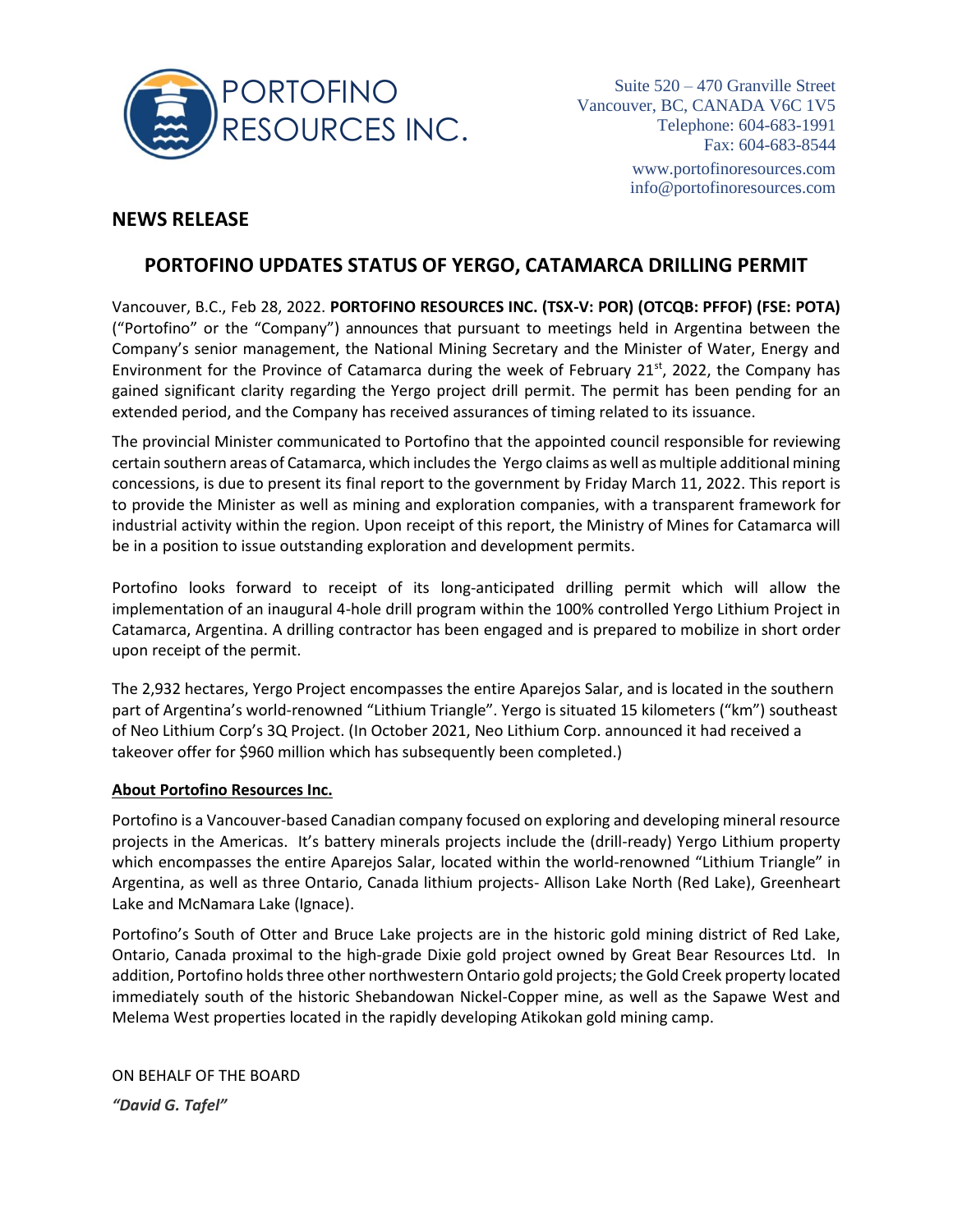PORTOFINO RESOURCES INC.

Suite 520 – 470 Granville Street
Vancouver, BC, CANADA V6C 1V5
Telephone: 604-683-1991
Fax: 604-683-8544

www.portofinoresources.com
info@portofinoresources.com

## NEWS RELEASE

# PORTOFINO UPDATES STATUS OF YERGO, CATAMARCA DRILLING PERMIT

Vancouver, B.C., Feb 28, 2022. **PORTOFINO RESOURCES INC. (TSX-V: POR) (OTCQB: PFFOF) (FSE: POTA)** ("Portofino" or the "Company") announces that pursuant to meetings held in Argentina between the Company's senior management, the National Mining Secretary and the Minister of Water, Energy and Environment for the Province of Catamarca during the week of February 21st, 2022, the Company has gained significant clarity regarding the Yergo project drill permit. The permit has been pending for an extended period, and the Company has received assurances of timing related to its issuance.

The provincial Minister communicated to Portofino that the appointed council responsible for reviewing certain southern areas of Catamarca, which includes the Yergo claims as well as multiple additional mining concessions, is due to present its final report to the government by Friday March 11, 2022. This report is to provide the Minister as well as mining and exploration companies, with a transparent framework for industrial activity within the region. Upon receipt of this report, the Ministry of Mines for Catamarca will be in a position to issue outstanding exploration and development permits.

Portofino looks forward to receipt of its long-anticipated drilling permit which will allow the implementation of an inaugural 4-hole drill program within the 100% controlled Yergo Lithium Project in Catamarca, Argentina. A drilling contractor has been engaged and is prepared to mobilize in short order upon receipt of the permit.

The 2,932 hectares, Yergo Project encompasses the entire Aparejos Salar, and is located in the southern part of Argentina's world-renowned "Lithium Triangle". Yergo is situated 15 kilometers ("km") southeast of Neo Lithium Corp's 3Q Project. (In October 2021, Neo Lithium Corp. announced it had received a takeover offer for $960 million which has subsequently been completed.)

**About Portofino Resources Inc.**

Portofino is a Vancouver-based Canadian company focused on exploring and developing mineral resource projects in the Americas. It's battery minerals projects include the (drill-ready) Yergo Lithium property which encompasses the entire Aparejos Salar, located within the world-renowned "Lithium Triangle" in Argentina, as well as three Ontario, Canada lithium projects- Allison Lake North (Red Lake), Greenheart Lake and McNamara Lake (Ignace).

Portofino's South of Otter and Bruce Lake projects are in the historic gold mining district of Red Lake, Ontario, Canada proximal to the high-grade Dixie gold project owned by Great Bear Resources Ltd. In addition, Portofino holds three other northwestern Ontario gold projects; the Gold Creek property located immediately south of the historic Shebandowan Nickel-Copper mine, as well as the Sapawe West and Melema West properties located in the rapidly developing Atikokan gold mining camp.

ON BEHALF OF THE BOARD

***"David G. Tafel"***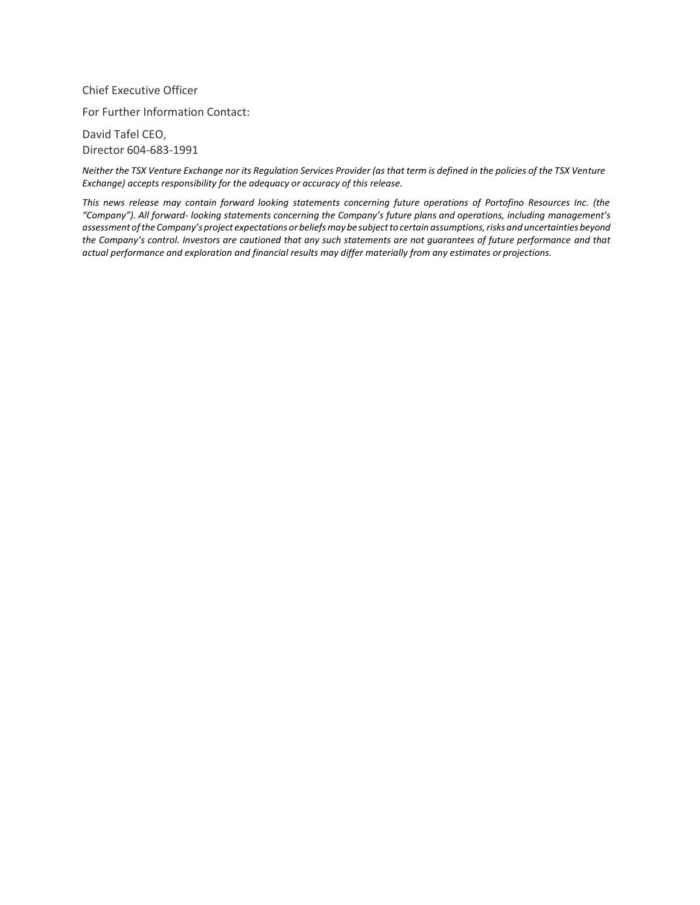Chief Executive Officer

For Further Information Contact:

David Tafel CEO,
Director 604-683-1991

*Neither the TSX Venture Exchange nor its Regulation Services Provider (as that term is defined in the policies of the TSX Venture Exchange) accepts responsibility for the adequacy or accuracy of this release.*

*This news release may contain forward looking statements concerning future operations of Portofino Resources Inc. (the "Company"). All forward- looking statements concerning the Company's future plans and operations, including management's assessment of the Company's project expectations or beliefs may be subject to certain assumptions, risks and uncertainties beyond the Company's control. Investors are cautioned that any such statements are not guarantees of future performance and that actual performance and exploration and financial results may differ materially from any estimates or projections.*